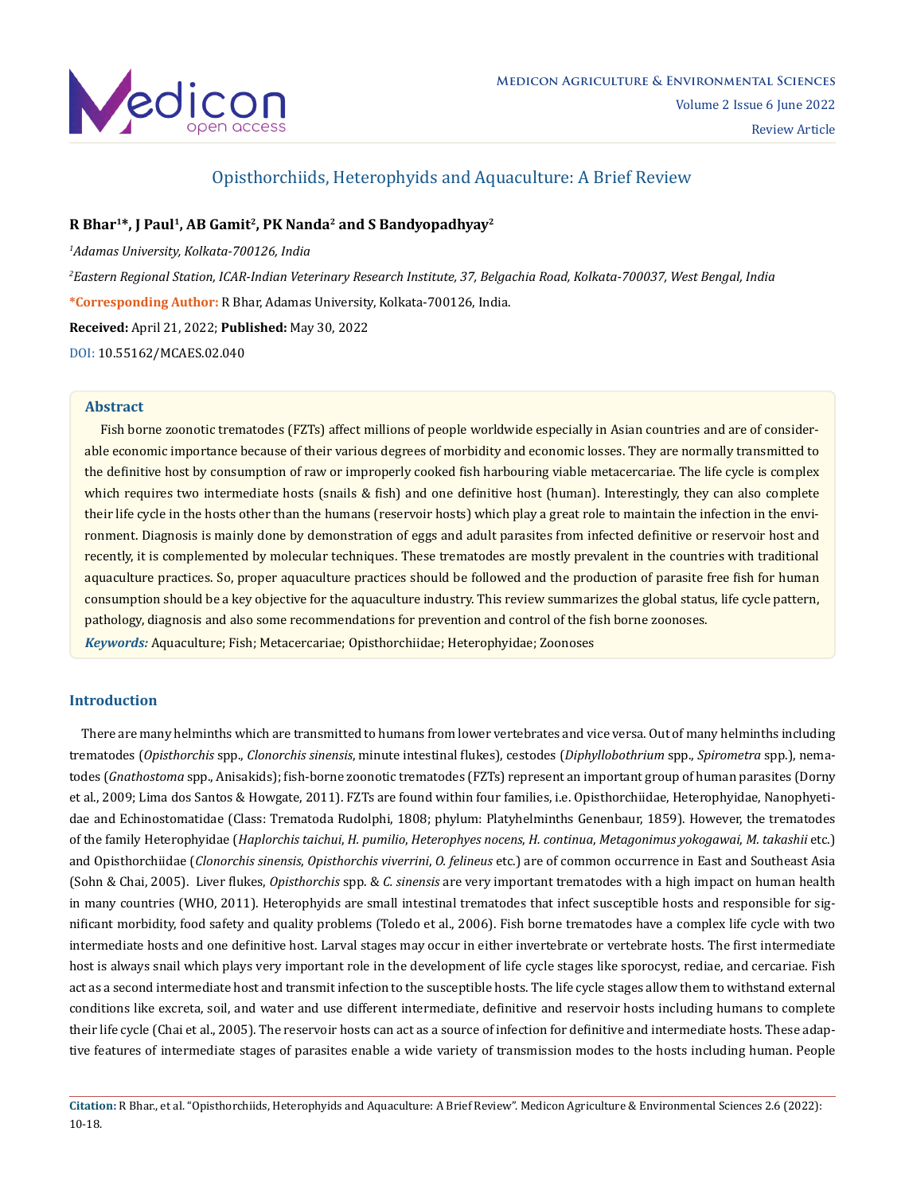# Opisthorchiids, Heterophyids and Aquaculture: A Brief Review

**R Bhar[1]*, J Paul[1], AB Gamit[2], PK Nanda[2] and S Bandyopadhyay[2]**

*[1]Adamas University, Kolkata-700126, India*

*[2]Eastern Regional Station, ICAR-Indian Veterinary Research Institute, 37, Belgachia Road, Kolkata-700037, West Bengal, India*

**\*Corresponding Author:** R Bhar, Adamas University, Kolkata-700126, India.

**Received:** April 21, 2022; **Published:** May 30, 2022

DOI: 10.55162/MCAES.02.040

## Abstract

Fish borne zoonotic trematodes (FZTs) affect millions of people worldwide especially in Asian countries and are of considerable economic importance because of their various degrees of morbidity and economic losses. They are normally transmitted to the definitive host by consumption of raw or improperly cooked fish harbouring viable metacercariae. The life cycle is complex which requires two intermediate hosts (snails & fish) and one definitive host (human). Interestingly, they can also complete their life cycle in the hosts other than the humans (reservoir hosts) which play a great role to maintain the infection in the environment. Diagnosis is mainly done by demonstration of eggs and adult parasites from infected definitive or reservoir host and recently, it is complemented by molecular techniques. These trematodes are mostly prevalent in the countries with traditional aquaculture practices. So, proper aquaculture practices should be followed and the production of parasite free fish for human consumption should be a key objective for the aquaculture industry. This review summarizes the global status, life cycle pattern, pathology, diagnosis and also some recommendations for prevention and control of the fish borne zoonoses.

***Keywords:*** Aquaculture; Fish; Metacercariae; Opisthorchiidae; Heterophyidae; Zoonoses

## Introduction

There are many helminths which are transmitted to humans from lower vertebrates and vice versa. Out of many helminths including trematodes (*Opisthorchis* spp., *Clonorchis sinensis*, minute intestinal flukes), cestodes (*Diphyllobothrium* spp., *Spirometra* spp.), nematodes (*Gnathostoma* spp., Anisakids); fish-borne zoonotic trematodes (FZTs) represent an important group of human parasites (Dorny et al., 2009; Lima dos Santos & Howgate, 2011). FZTs are found within four families, i.e. Opisthorchiidae, Heterophyidae, Nanophyetidae and Echinostomatidae (Class: Trematoda Rudolphi, 1808; phylum: Platyhelminths Genenbaur, 1859). However, the trematodes of the family Heterophyidae (*Haplorchis taichui*, *H. pumilio*, *Heterophyes nocens*, *H. continua*, *Metagonimus yokogawai*, *M. takashii* etc.) and Opisthorchiidae (*Clonorchis sinensis*, *Opisthorchis viverrini*, *O. felineus* etc.) are of common occurrence in East and Southeast Asia (Sohn & Chai, 2005). Liver flukes, *Opisthorchis* spp. & *C. sinensis* are very important trematodes with a high impact on human health in many countries (WHO, 2011). Heterophyids are small intestinal trematodes that infect susceptible hosts and responsible for significant morbidity, food safety and quality problems (Toledo et al., 2006). Fish borne trematodes have a complex life cycle with two intermediate hosts and one definitive host. Larval stages may occur in either invertebrate or vertebrate hosts. The first intermediate host is always snail which plays very important role in the development of life cycle stages like sporocyst, rediae, and cercariae. Fish act as a second intermediate host and transmit infection to the susceptible hosts. The life cycle stages allow them to withstand external conditions like excreta, soil, and water and use different intermediate, definitive and reservoir hosts including humans to complete their life cycle (Chai et al., 2005). The reservoir hosts can act as a source of infection for definitive and intermediate hosts. These adaptive features of intermediate stages of parasites enable a wide variety of transmission modes to the hosts including human. People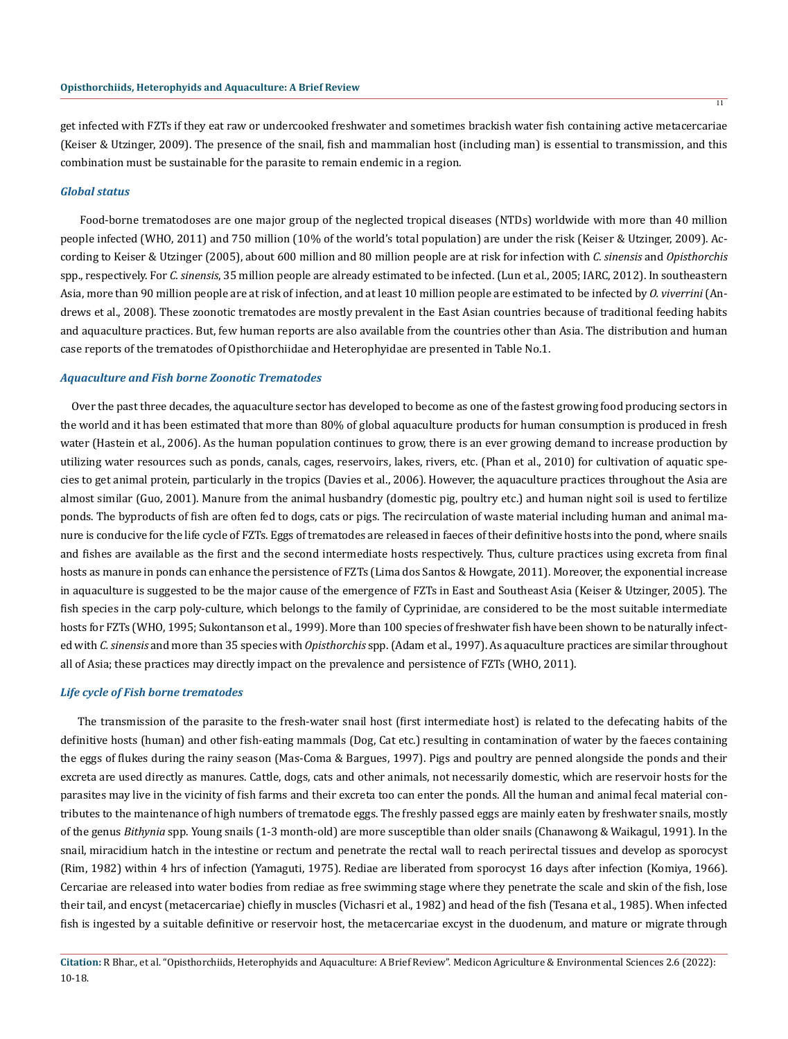get infected with FZTs if they eat raw or undercooked freshwater and sometimes brackish water fish containing active metacercariae (Keiser & Utzinger, 2009). The presence of the snail, fish and mammalian host (including man) is essential to transmission, and this combination must be sustainable for the parasite to remain endemic in a region.

### *Global status*

Food-borne trematodoses are one major group of the neglected tropical diseases (NTDs) worldwide with more than 40 million people infected (WHO, 2011) and 750 million (10% of the world's total population) are under the risk (Keiser & Utzinger, 2009). According to Keiser & Utzinger (2005), about 600 million and 80 million people are at risk for infection with *C. sinensis* and *Opisthorchis* spp., respectively. For *C. sinensis*, 35 million people are already estimated to be infected. (Lun et al., 2005; IARC, 2012). In southeastern Asia, more than 90 million people are at risk of infection, and at least 10 million people are estimated to be infected by *O. viverrini* (Andrews et al., 2008). These zoonotic trematodes are mostly prevalent in the East Asian countries because of traditional feeding habits and aquaculture practices. But, few human reports are also available from the countries other than Asia. The distribution and human case reports of the trematodes of Opisthorchiidae and Heterophyidae are presented in Table No.1.

### *Aquaculture and Fish borne Zoonotic Trematodes*

Over the past three decades, the aquaculture sector has developed to become as one of the fastest growing food producing sectors in the world and it has been estimated that more than 80% of global aquaculture products for human consumption is produced in fresh water (Hastein et al., 2006). As the human population continues to grow, there is an ever growing demand to increase production by utilizing water resources such as ponds, canals, cages, reservoirs, lakes, rivers, etc. (Phan et al., 2010) for cultivation of aquatic species to get animal protein, particularly in the tropics (Davies et al., 2006). However, the aquaculture practices throughout the Asia are almost similar (Guo, 2001). Manure from the animal husbandry (domestic pig, poultry etc.) and human night soil is used to fertilize ponds. The byproducts of fish are often fed to dogs, cats or pigs. The recirculation of waste material including human and animal manure is conducive for the life cycle of FZTs. Eggs of trematodes are released in faeces of their definitive hosts into the pond, where snails and fishes are available as the first and the second intermediate hosts respectively. Thus, culture practices using excreta from final hosts as manure in ponds can enhance the persistence of FZTs (Lima dos Santos & Howgate, 2011). Moreover, the exponential increase in aquaculture is suggested to be the major cause of the emergence of FZTs in East and Southeast Asia (Keiser & Utzinger, 2005). The fish species in the carp poly-culture, which belongs to the family of Cyprinidae, are considered to be the most suitable intermediate hosts for FZTs (WHO, 1995; Sukontanson et al., 1999). More than 100 species of freshwater fish have been shown to be naturally infected with *C. sinensis* and more than 35 species with *Opisthorchis* spp. (Adam et al., 1997). As aquaculture practices are similar throughout all of Asia; these practices may directly impact on the prevalence and persistence of FZTs (WHO, 2011).

### *Life cycle of Fish borne trematodes*

The transmission of the parasite to the fresh-water snail host (first intermediate host) is related to the defecating habits of the definitive hosts (human) and other fish-eating mammals (Dog, Cat etc.) resulting in contamination of water by the faeces containing the eggs of flukes during the rainy season (Mas-Coma & Bargues, 1997). Pigs and poultry are penned alongside the ponds and their excreta are used directly as manures. Cattle, dogs, cats and other animals, not necessarily domestic, which are reservoir hosts for the parasites may live in the vicinity of fish farms and their excreta too can enter the ponds. All the human and animal fecal material contributes to the maintenance of high numbers of trematode eggs. The freshly passed eggs are mainly eaten by freshwater snails, mostly of the genus *Bithynia* spp. Young snails (1-3 month-old) are more susceptible than older snails (Chanawong & Waikagul, 1991). In the snail, miracidium hatch in the intestine or rectum and penetrate the rectal wall to reach perirectal tissues and develop as sporocyst (Rim, 1982) within 4 hrs of infection (Yamaguti, 1975). Rediae are liberated from sporocyst 16 days after infection (Komiya, 1966). Cercariae are released into water bodies from rediae as free swimming stage where they penetrate the scale and skin of the fish, lose their tail, and encyst (metacercariae) chiefly in muscles (Vichasri et al., 1982) and head of the fish (Tesana et al., 1985). When infected fish is ingested by a suitable definitive or reservoir host, the metacercariae excyst in the duodenum, and mature or migrate through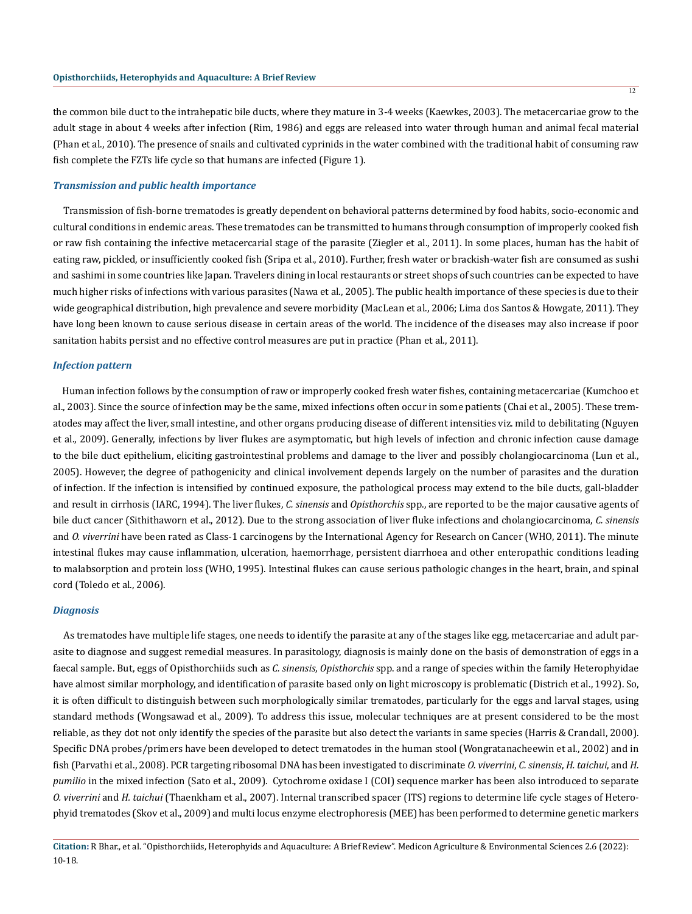the common bile duct to the intrahepatic bile ducts, where they mature in 3-4 weeks (Kaewkes, 2003). The metacercariae grow to the adult stage in about 4 weeks after infection (Rim, 1986) and eggs are released into water through human and animal fecal material (Phan et al., 2010). The presence of snails and cultivated cyprinids in the water combined with the traditional habit of consuming raw fish complete the FZTs life cycle so that humans are infected (Figure 1).

### *Transmission and public health importance*

Transmission of fish-borne trematodes is greatly dependent on behavioral patterns determined by food habits, socio-economic and cultural conditions in endemic areas. These trematodes can be transmitted to humans through consumption of improperly cooked fish or raw fish containing the infective metacercarial stage of the parasite (Ziegler et al., 2011). In some places, human has the habit of eating raw, pickled, or insufficiently cooked fish (Sripa et al., 2010). Further, fresh water or brackish-water fish are consumed as sushi and sashimi in some countries like Japan. Travelers dining in local restaurants or street shops of such countries can be expected to have much higher risks of infections with various parasites (Nawa et al., 2005). The public health importance of these species is due to their wide geographical distribution, high prevalence and severe morbidity (MacLean et al., 2006; Lima dos Santos & Howgate, 2011). They have long been known to cause serious disease in certain areas of the world. The incidence of the diseases may also increase if poor sanitation habits persist and no effective control measures are put in practice (Phan et al., 2011).

### *Infection pattern*

Human infection follows by the consumption of raw or improperly cooked fresh water fishes, containing metacercariae (Kumchoo et al., 2003). Since the source of infection may be the same, mixed infections often occur in some patients (Chai et al., 2005). These trematodes may affect the liver, small intestine, and other organs producing disease of different intensities viz. mild to debilitating (Nguyen et al., 2009). Generally, infections by liver flukes are asymptomatic, but high levels of infection and chronic infection cause damage to the bile duct epithelium, eliciting gastrointestinal problems and damage to the liver and possibly cholangiocarcinoma (Lun et al., 2005). However, the degree of pathogenicity and clinical involvement depends largely on the number of parasites and the duration of infection. If the infection is intensified by continued exposure, the pathological process may extend to the bile ducts, gall-bladder and result in cirrhosis (IARC, 1994). The liver flukes, *C. sinensis* and *Opisthorchis* spp., are reported to be the major causative agents of bile duct cancer (Sithithaworn et al., 2012). Due to the strong association of liver fluke infections and cholangiocarcinoma, *C. sinensis* and *O. viverrini* have been rated as Class-1 carcinogens by the International Agency for Research on Cancer (WHO, 2011). The minute intestinal flukes may cause inflammation, ulceration, haemorrhage, persistent diarrhoea and other enteropathic conditions leading to malabsorption and protein loss (WHO, 1995). Intestinal flukes can cause serious pathologic changes in the heart, brain, and spinal cord (Toledo et al., 2006).

### *Diagnosis*

As trematodes have multiple life stages, one needs to identify the parasite at any of the stages like egg, metacercariae and adult parasite to diagnose and suggest remedial measures. In parasitology, diagnosis is mainly done on the basis of demonstration of eggs in a faecal sample. But, eggs of Opisthorchiids such as *C. sinensis*, *Opisthorchis* spp. and a range of species within the family Heterophyidae have almost similar morphology, and identification of parasite based only on light microscopy is problematic (Districh et al., 1992). So, it is often difficult to distinguish between such morphologically similar trematodes, particularly for the eggs and larval stages, using standard methods (Wongsawad et al., 2009). To address this issue, molecular techniques are at present considered to be the most reliable, as they dot not only identify the species of the parasite but also detect the variants in same species (Harris & Crandall, 2000). Specific DNA probes/primers have been developed to detect trematodes in the human stool (Wongratanacheewin et al., 2002) and in fish (Parvathi et al., 2008). PCR targeting ribosomal DNA has been investigated to discriminate *O. viverrini*, *C. sinensis*, *H. taichui*, and *H. pumilio* in the mixed infection (Sato et al., 2009). Cytochrome oxidase I (COI) sequence marker has been also introduced to separate *O. viverrini* and *H. taichui* (Thaenkham et al., 2007). Internal transcribed spacer (ITS) regions to determine life cycle stages of Heterophyid trematodes (Skov et al., 2009) and multi locus enzyme electrophoresis (MEE) has been performed to determine genetic markers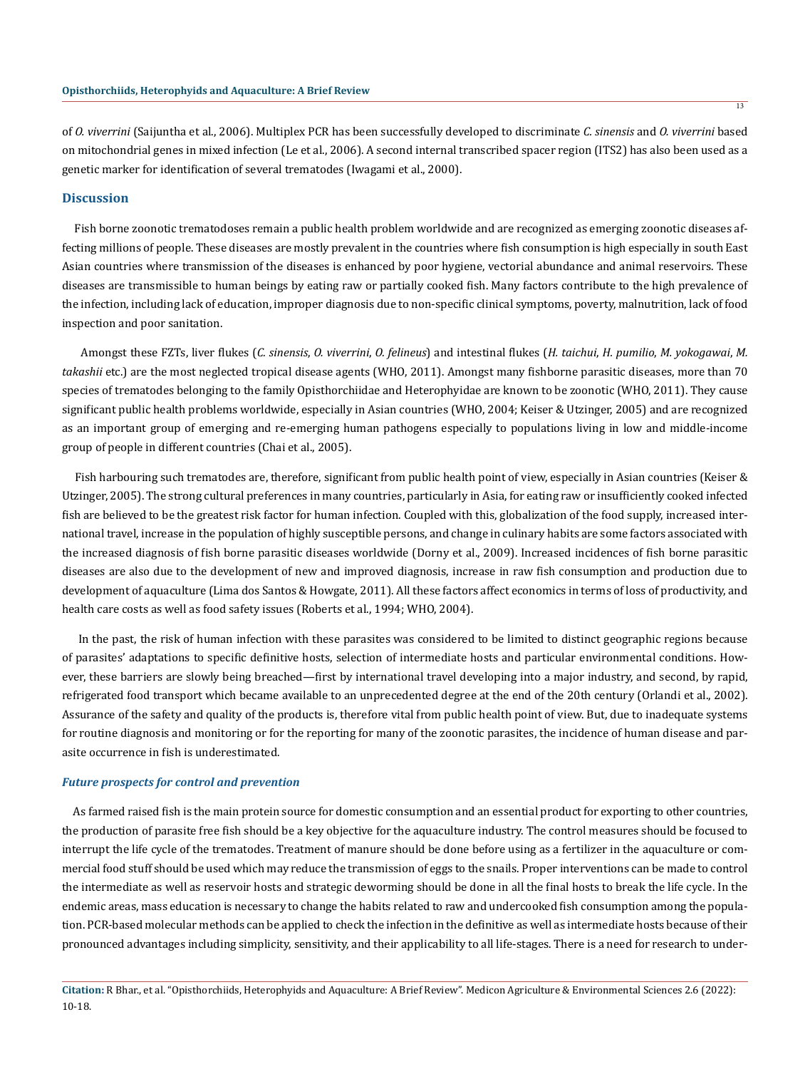of *O. viverrini* (Saijuntha et al., 2006). Multiplex PCR has been successfully developed to discriminate *C. sinensis* and *O. viverrini* based on mitochondrial genes in mixed infection (Le et al., 2006). A second internal transcribed spacer region (ITS2) has also been used as a genetic marker for identification of several trematodes (Iwagami et al., 2000).

## Discussion

Fish borne zoonotic trematodoses remain a public health problem worldwide and are recognized as emerging zoonotic diseases affecting millions of people. These diseases are mostly prevalent in the countries where fish consumption is high especially in south East Asian countries where transmission of the diseases is enhanced by poor hygiene, vectorial abundance and animal reservoirs. These diseases are transmissible to human beings by eating raw or partially cooked fish. Many factors contribute to the high prevalence of the infection, including lack of education, improper diagnosis due to non-specific clinical symptoms, poverty, malnutrition, lack of food inspection and poor sanitation.

Amongst these FZTs, liver flukes (*C. sinensis*, *O. viverrini*, *O. felineus*) and intestinal flukes (*H. taichui*, *H. pumilio*, *M. yokogawai*, *M. takashii* etc.) are the most neglected tropical disease agents (WHO, 2011). Amongst many fishborne parasitic diseases, more than 70 species of trematodes belonging to the family Opisthorchiidae and Heterophyidae are known to be zoonotic (WHO, 2011). They cause significant public health problems worldwide, especially in Asian countries (WHO, 2004; Keiser & Utzinger, 2005) and are recognized as an important group of emerging and re-emerging human pathogens especially to populations living in low and middle-income group of people in different countries (Chai et al., 2005).

Fish harbouring such trematodes are, therefore, significant from public health point of view, especially in Asian countries (Keiser & Utzinger, 2005). The strong cultural preferences in many countries, particularly in Asia, for eating raw or insufficiently cooked infected fish are believed to be the greatest risk factor for human infection. Coupled with this, globalization of the food supply, increased international travel, increase in the population of highly susceptible persons, and change in culinary habits are some factors associated with the increased diagnosis of fish borne parasitic diseases worldwide (Dorny et al., 2009). Increased incidences of fish borne parasitic diseases are also due to the development of new and improved diagnosis, increase in raw fish consumption and production due to development of aquaculture (Lima dos Santos & Howgate, 2011). All these factors affect economics in terms of loss of productivity, and health care costs as well as food safety issues (Roberts et al., 1994; WHO, 2004).

In the past, the risk of human infection with these parasites was considered to be limited to distinct geographic regions because of parasites' adaptations to specific definitive hosts, selection of intermediate hosts and particular environmental conditions. However, these barriers are slowly being breached—first by international travel developing into a major industry, and second, by rapid, refrigerated food transport which became available to an unprecedented degree at the end of the 20th century (Orlandi et al., 2002). Assurance of the safety and quality of the products is, therefore vital from public health point of view. But, due to inadequate systems for routine diagnosis and monitoring or for the reporting for many of the zoonotic parasites, the incidence of human disease and parasite occurrence in fish is underestimated.

### *Future prospects for control and prevention*

As farmed raised fish is the main protein source for domestic consumption and an essential product for exporting to other countries, the production of parasite free fish should be a key objective for the aquaculture industry. The control measures should be focused to interrupt the life cycle of the trematodes. Treatment of manure should be done before using as a fertilizer in the aquaculture or commercial food stuff should be used which may reduce the transmission of eggs to the snails. Proper interventions can be made to control the intermediate as well as reservoir hosts and strategic deworming should be done in all the final hosts to break the life cycle. In the endemic areas, mass education is necessary to change the habits related to raw and undercooked fish consumption among the population. PCR-based molecular methods can be applied to check the infection in the definitive as well as intermediate hosts because of their pronounced advantages including simplicity, sensitivity, and their applicability to all life-stages. There is a need for research to under-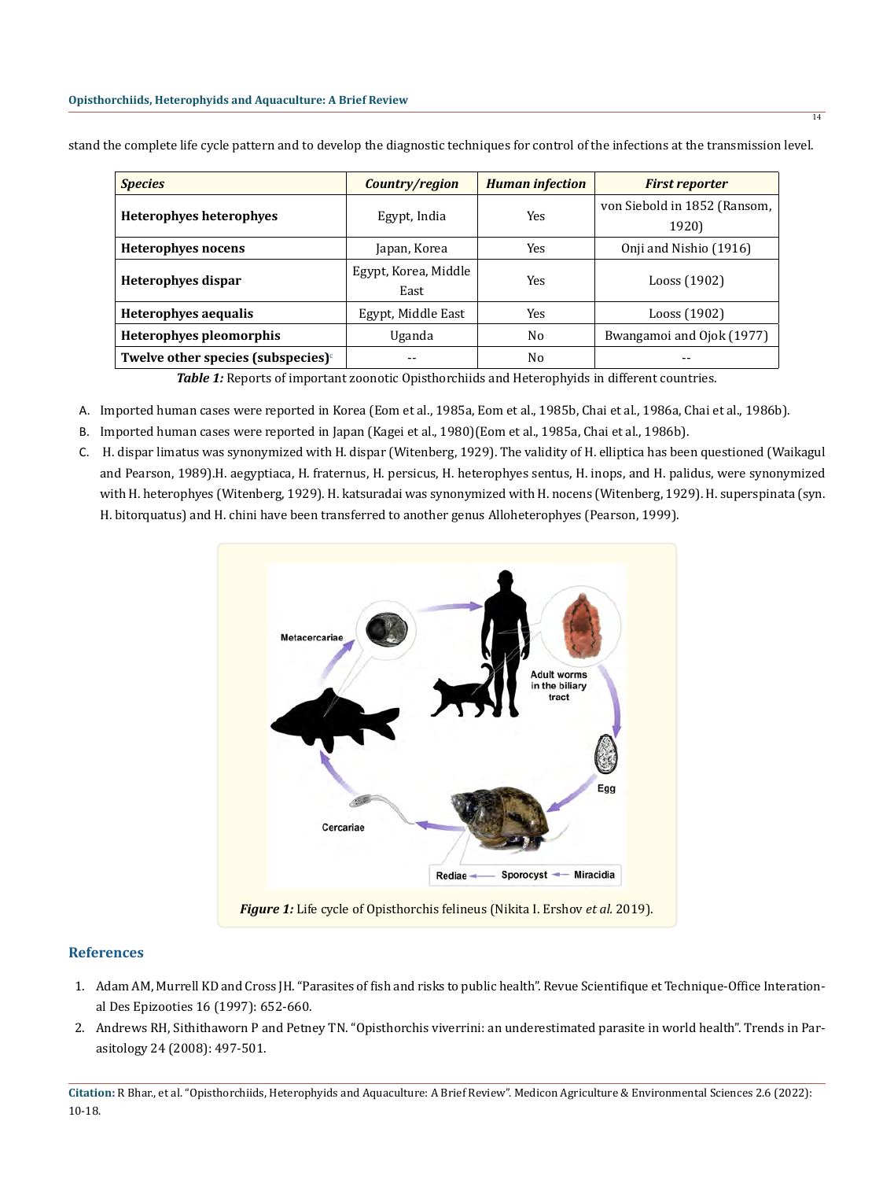stand the complete life cycle pattern and to develop the diagnostic techniques for control of the infections at the transmission level.

| *Species* | *Country/region* | *Human infection* | *First reporter* |
|---|---|---|---|
| **Heterophyes heterophyes** | Egypt, India | Yes | von Siebold in 1852 (Ransom, 1920) |
| **Heterophyes nocens** | Japan, Korea | Yes | Onji and Nishio (1916) |
| **Heterophyes dispar** | Egypt, Korea, Middle East | Yes | Looss (1902) |
| **Heterophyes aequalis** | Egypt, Middle East | Yes | Looss (1902) |
| **Heterophyes pleomorphis** | Uganda | No | Bwangamoi and Ojok (1977) |
| **Twelve other species (subspecies)**[c] | -- | No | -- |

***Table 1:*** Reports of important zoonotic Opisthorchiids and Heterophyids in different countries.

A. Imported human cases were reported in Korea (Eom et al., 1985a, Eom et al., 1985b, Chai et al., 1986a, Chai et al., 1986b).

B. Imported human cases were reported in Japan (Kagei et al., 1980)(Eom et al., 1985a, Chai et al., 1986b).

C. H. dispar limatus was synonymized with H. dispar (Witenberg, 1929). The validity of H. elliptica has been questioned (Waikagul and Pearson, 1989).H. aegyptiaca, H. fraternus, H. persicus, H. heterophyes sentus, H. inops, and H. palidus, were synonymized with H. heterophyes (Witenberg, 1929). H. katsuradai was synonymized with H. nocens (Witenberg, 1929). H. superspinata (syn. H. bitorquatus) and H. chini have been transferred to another genus Alloheterophyes (Pearson, 1999).

***Figure 1:*** Life cycle of Opisthorchis felineus (Nikita I. Ershov *et al.* 2019).

## References

1. Adam AM, Murrell KD and Cross JH. "Parasites of fish and risks to public health". Revue Scientifique et Technique-Office International Des Epizooties 16 (1997): 652-660.
2. Andrews RH, Sithithaworn P and Petney TN. "Opisthorchis viverrini: an underestimated parasite in world health". Trends in Parasitology 24 (2008): 497-501.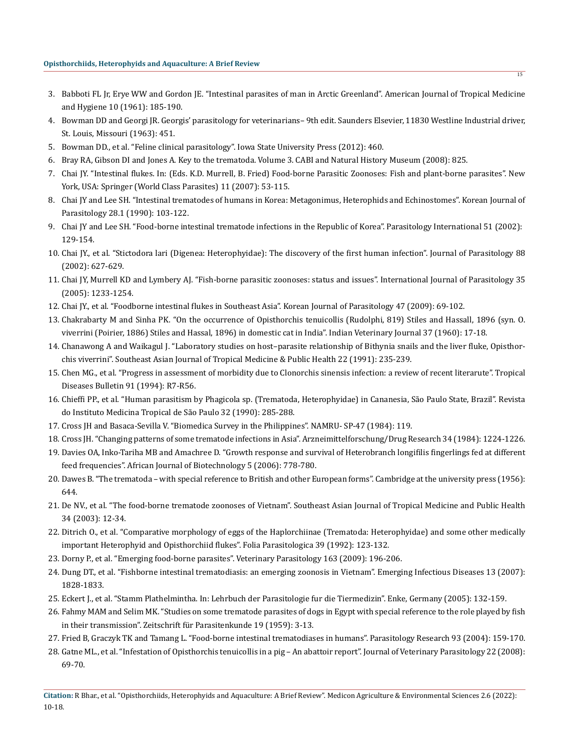3. Babboti FL Jr, Erye WW and Gordon JE. “Intestinal parasites of man in Arctic Greenland”. American Journal of Tropical Medicine and Hygiene 10 (1961): 185-190.
4. Bowman DD and Georgi JR. Georgis’ parasitology for veterinarians– 9th edit. Saunders Elsevier, 11830 Westline Industrial driver, St. Louis, Missouri (1963): 451.
5. Bowman DD., et al. “Feline clinical parasitology”. Iowa State University Press (2012): 460.
6. Bray RA, Gibson DI and Jones A. Key to the trematoda. Volume 3. CABI and Natural History Museum (2008): 825.
7. Chai JY. “Intestinal flukes. In: (Eds. K.D. Murrell, B. Fried) Food-borne Parasitic Zoonoses: Fish and plant-borne parasites”. New York, USA: Springer (World Class Parasites) 11 (2007): 53-115.
8. Chai JY and Lee SH. “Intestinal trematodes of humans in Korea: Metagonimus, Heterophyids and Echinostomes”. Korean Journal of Parasitology 28.1 (1990): 103-122.
9. Chai JY and Lee SH. “Food-borne intestinal trematode infections in the Republic of Korea”. Parasitology International 51 (2002): 129-154.
10. Chai JY., et al. “Stictodora lari (Digenea: Heterophyidae): The discovery of the first human infection”. Journal of Parasitology 88 (2002): 627-629.
11. Chai JY, Murrell KD and Lymbery AJ. “Fish-borne parasitic zoonoses: status and issues”. International Journal of Parasitology 35 (2005): 1233-1254.
12. Chai JY., et al. “Foodborne intestinal flukes in Southeast Asia”. Korean Journal of Parasitology 47 (2009): 69-102.
13. Chakrabarty M and Sinha PK. “On the occurrence of Opisthorchis tenuicollis (Rudolphi, 819) Stiles and Hassall, 1896 (syn. O. viverrini (Poirier, 1886) Stiles and Hassal, 1896) in domestic cat in India”. Indian Veterinary Journal 37 (1960): 17-18.
14. Chanawong A and Waikagul J. “Laboratory studies on host–parasite relationship of Bithynia snails and the liver fluke, Opisthorchis viverrini”. Southeast Asian Journal of Tropical Medicine & Public Health 22 (1991): 235-239.
15. Chen MG., et al. “Progress in assessment of morbidity due to Clonorchis sinensis infection: a review of recent literarute”. Tropical Diseases Bulletin 91 (1994): R7-R56.
16. Chieffi PP., et al. “Human parasitism by Phagicola sp. (Trematoda, Heterophyidae) in Cananesia, São Paulo State, Brazil”. Revista do Instituto Medicina Tropical de São Paulo 32 (1990): 285-288.
17. Cross JH and Basaca-Sevilla V. “Biomedica Survey in the Philippines”. NAMRU- SP-47 (1984): 119.
18. Cross JH. “Changing patterns of some trematode infections in Asia”. Arzneimittelforschung/Drug Research 34 (1984): 1224-1226.
19. Davies OA, Inko-Tariha MB and Amachree D. “Growth response and survival of Heterobranch longifilis fingerlings fed at different feed frequencies”. African Journal of Biotechnology 5 (2006): 778-780.
20. Dawes B. “The trematoda – with special reference to British and other European forms”. Cambridge at the university press (1956): 644.
21. De NV., et al. “The food-borne trematode zoonoses of Vietnam”. Southeast Asian Journal of Tropical Medicine and Public Health 34 (2003): 12-34.
22. Ditrich O., et al. “Comparative morphology of eggs of the Haplorchiinae (Trematoda: Heterophyidae) and some other medically important Heterophyid and Opisthorchiid flukes”. Folia Parasitologica 39 (1992): 123-132.
23. Dorny P., et al. “Emerging food-borne parasites”. Veterinary Parasitology 163 (2009): 196-206.
24. Dung DT., et al. “Fishborne intestinal trematodiasis: an emerging zoonosis in Vietnam”. Emerging Infectious Diseases 13 (2007): 1828-1833.
25. Eckert J., et al. “Stamm Plathelmintha. In: Lehrbuch der Parasitologie fur die Tiermedizin”. Enke, Germany (2005): 132-159.
26. Fahmy MAM and Selim MK. “Studies on some trematode parasites of dogs in Egypt with special reference to the role played by fish in their transmission”. Zeitschrift für Parasitenkunde 19 (1959): 3-13.
27. Fried B, Graczyk TK and Tamang L. “Food-borne intestinal trematodiases in humans”. Parasitology Research 93 (2004): 159-170.
28. Gatne ML., et al. “Infestation of Opisthorchis tenuicollis in a pig – An abattoir report”. Journal of Veterinary Parasitology 22 (2008): 69-70.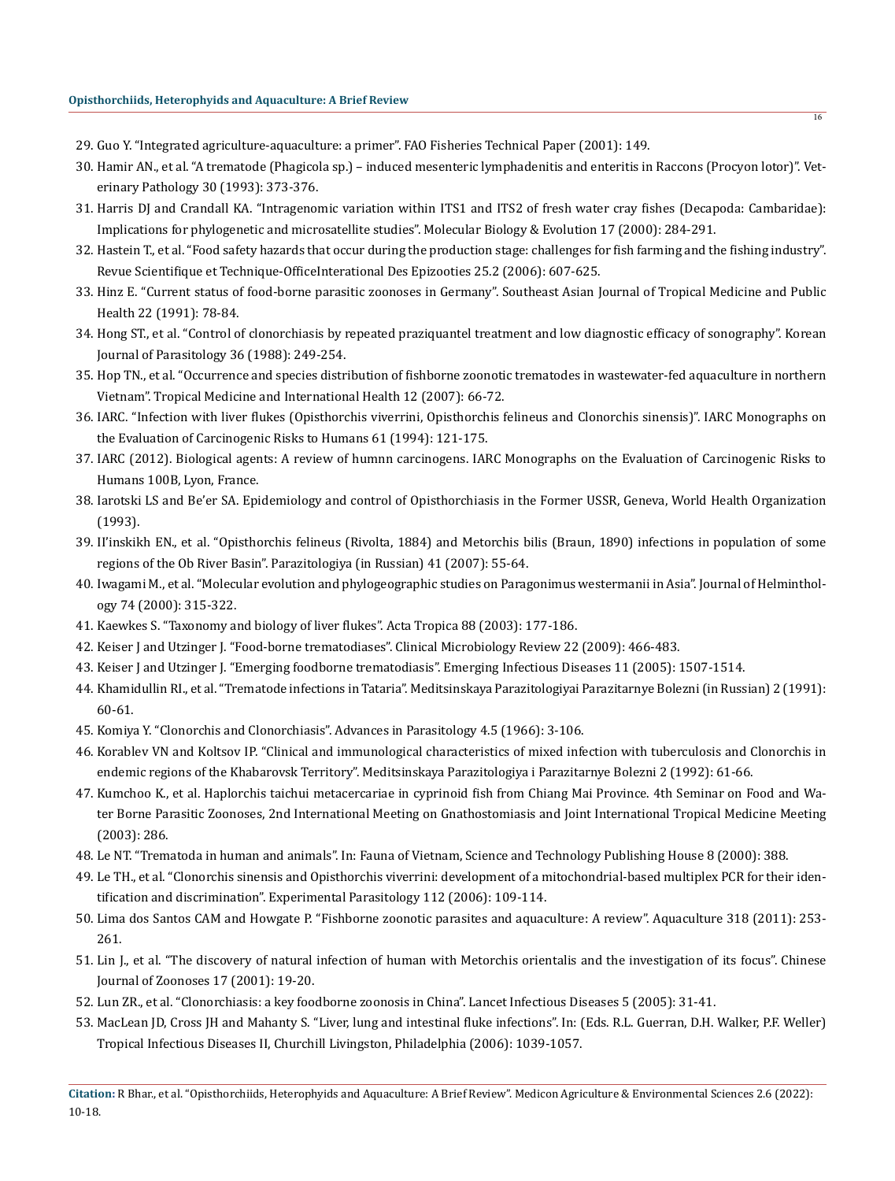29. Guo Y. "Integrated agriculture-aquaculture: a primer". FAO Fisheries Technical Paper (2001): 149.
30. Hamir AN., et al. "A trematode (Phagicola sp.) – induced mesenteric lymphadenitis and enteritis in Raccons (Procyon lotor)". Veterinary Pathology 30 (1993): 373-376.
31. Harris DJ and Crandall KA. "Intragenomic variation within ITS1 and ITS2 of fresh water cray fishes (Decapoda: Cambaridae): Implications for phylogenetic and microsatellite studies". Molecular Biology & Evolution 17 (2000): 284-291.
32. Hastein T., et al. "Food safety hazards that occur during the production stage: challenges for fish farming and the fishing industry". Revue Scientifique et Technique-OfficeInterational Des Epizooties 25.2 (2006): 607-625.
33. Hinz E. "Current status of food-borne parasitic zoonoses in Germany". Southeast Asian Journal of Tropical Medicine and Public Health 22 (1991): 78-84.
34. Hong ST., et al. "Control of clonorchiasis by repeated praziquantel treatment and low diagnostic efficacy of sonography". Korean Journal of Parasitology 36 (1988): 249-254.
35. Hop TN., et al. "Occurrence and species distribution of fishborne zoonotic trematodes in wastewater-fed aquaculture in northern Vietnam". Tropical Medicine and International Health 12 (2007): 66-72.
36. IARC. "Infection with liver flukes (Opisthorchis viverrini, Opisthorchis felineus and Clonorchis sinensis)". IARC Monographs on the Evaluation of Carcinogenic Risks to Humans 61 (1994): 121-175.
37. IARC (2012). Biological agents: A review of humnn carcinogens. IARC Monographs on the Evaluation of Carcinogenic Risks to Humans 100B, Lyon, France.
38. Iarotski LS and Be'er SA. Epidemiology and control of Opisthorchiasis in the Former USSR, Geneva, World Health Organization (1993).
39. Il'inskikh EN., et al. "Opisthorchis felineus (Rivolta, 1884) and Metorchis bilis (Braun, 1890) infections in population of some regions of the Ob River Basin". Parazitologiya (in Russian) 41 (2007): 55-64.
40. Iwagami M., et al. "Molecular evolution and phylogeographic studies on Paragonimus westermanii in Asia". Journal of Helminthology 74 (2000): 315-322.
41. Kaewkes S. "Taxonomy and biology of liver flukes". Acta Tropica 88 (2003): 177-186.
42. Keiser J and Utzinger J. "Food-borne trematodiases". Clinical Microbiology Review 22 (2009): 466-483.
43. Keiser J and Utzinger J. "Emerging foodborne trematodiasis". Emerging Infectious Diseases 11 (2005): 1507-1514.
44. Khamidullin RI., et al. "Trematode infections in Tataria". Meditsinskaya Parazitologiyai Parazitarnye Bolezni (in Russian) 2 (1991): 60-61.
45. Komiya Y. "Clonorchis and Clonorchiasis". Advances in Parasitology 4.5 (1966): 3-106.
46. Korablev VN and Koltsov IP. "Clinical and immunological characteristics of mixed infection with tuberculosis and Clonorchis in endemic regions of the Khabarovsk Territory". Meditsinskaya Parazitologiya i Parazitarnye Bolezni 2 (1992): 61-66.
47. Kumchoo K., et al. Haplorchis taichui metacercariae in cyprinoid fish from Chiang Mai Province. 4th Seminar on Food and Water Borne Parasitic Zoonoses, 2nd International Meeting on Gnathostomiasis and Joint International Tropical Medicine Meeting (2003): 286.
48. Le NT. "Trematoda in human and animals". In: Fauna of Vietnam, Science and Technology Publishing House 8 (2000): 388.
49. Le TH., et al. "Clonorchis sinensis and Opisthorchis viverrini: development of a mitochondrial-based multiplex PCR for their identification and discrimination". Experimental Parasitology 112 (2006): 109-114.
50. Lima dos Santos CAM and Howgate P. "Fishborne zoonotic parasites and aquaculture: A review". Aquaculture 318 (2011): 253-261.
51. Lin J., et al. "The discovery of natural infection of human with Metorchis orientalis and the investigation of its focus". Chinese Journal of Zoonoses 17 (2001): 19-20.
52. Lun ZR., et al. "Clonorchiasis: a key foodborne zoonosis in China". Lancet Infectious Diseases 5 (2005): 31-41.
53. MacLean JD, Cross JH and Mahanty S. "Liver, lung and intestinal fluke infections". In: (Eds. R.L. Guerran, D.H. Walker, P.F. Weller) Tropical Infectious Diseases II, Churchill Livingston, Philadelphia (2006): 1039-1057.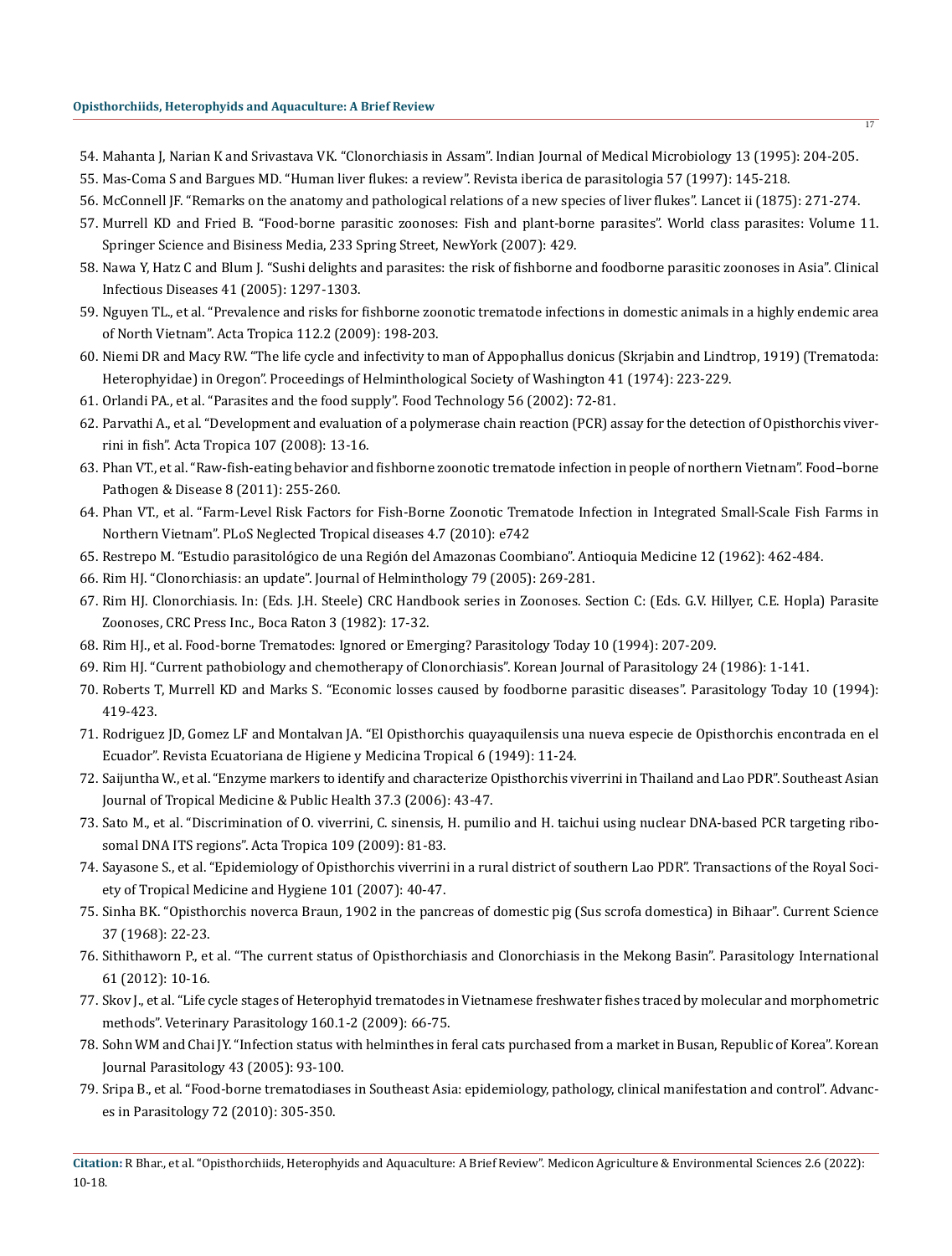54. Mahanta J, Narian K and Srivastava VK. "Clonorchiasis in Assam". Indian Journal of Medical Microbiology 13 (1995): 204-205.
55. Mas-Coma S and Bargues MD. "Human liver flukes: a review". Revista iberica de parasitologia 57 (1997): 145-218.
56. McConnell JF. "Remarks on the anatomy and pathological relations of a new species of liver flukes". Lancet ii (1875): 271-274.
57. Murrell KD and Fried B. "Food-borne parasitic zoonoses: Fish and plant-borne parasites". World class parasites: Volume 11. Springer Science and Bisiness Media, 233 Spring Street, NewYork (2007): 429.
58. Nawa Y, Hatz C and Blum J. "Sushi delights and parasites: the risk of fishborne and foodborne parasitic zoonoses in Asia". Clinical Infectious Diseases 41 (2005): 1297-1303.
59. Nguyen TL., et al. "Prevalence and risks for fishborne zoonotic trematode infections in domestic animals in a highly endemic area of North Vietnam". Acta Tropica 112.2 (2009): 198-203.
60. Niemi DR and Macy RW. "The life cycle and infectivity to man of Appophallus donicus (Skrjabin and Lindtrop, 1919) (Trematoda: Heterophyidae) in Oregon". Proceedings of Helminthological Society of Washington 41 (1974): 223-229.
61. Orlandi PA., et al. "Parasites and the food supply". Food Technology 56 (2002): 72-81.
62. Parvathi A., et al. "Development and evaluation of a polymerase chain reaction (PCR) assay for the detection of Opisthorchis viverrini in fish". Acta Tropica 107 (2008): 13-16.
63. Phan VT., et al. "Raw-fish-eating behavior and fishborne zoonotic trematode infection in people of northern Vietnam". Food–borne Pathogen & Disease 8 (2011): 255-260.
64. Phan VT., et al. "Farm-Level Risk Factors for Fish-Borne Zoonotic Trematode Infection in Integrated Small-Scale Fish Farms in Northern Vietnam". PLoS Neglected Tropical diseases 4.7 (2010): e742
65. Restrepo M. "Estudio parasitológico de una Región del Amazonas Coombiano". Antioquia Medicine 12 (1962): 462-484.
66. Rim HJ. "Clonorchiasis: an update". Journal of Helminthology 79 (2005): 269-281.
67. Rim HJ. Clonorchiasis. In: (Eds. J.H. Steele) CRC Handbook series in Zoonoses. Section C: (Eds. G.V. Hillyer, C.E. Hopla) Parasite Zoonoses, CRC Press Inc., Boca Raton 3 (1982): 17-32.
68. Rim HJ., et al. Food-borne Trematodes: Ignored or Emerging? Parasitology Today 10 (1994): 207-209.
69. Rim HJ. "Current pathobiology and chemotherapy of Clonorchiasis". Korean Journal of Parasitology 24 (1986): 1-141.
70. Roberts T, Murrell KD and Marks S. "Economic losses caused by foodborne parasitic diseases". Parasitology Today 10 (1994): 419-423.
71. Rodriguez JD, Gomez LF and Montalvan JA. "El Opisthorchis quayaquilensis una nueva especie de Opisthorchis encontrada en el Ecuador". Revista Ecuatoriana de Higiene y Medicina Tropical 6 (1949): 11-24.
72. Saijuntha W., et al. "Enzyme markers to identify and characterize Opisthorchis viverrini in Thailand and Lao PDR". Southeast Asian Journal of Tropical Medicine & Public Health 37.3 (2006): 43-47.
73. Sato M., et al. "Discrimination of O. viverrini, C. sinensis, H. pumilio and H. taichui using nuclear DNA-based PCR targeting ribosomal DNA ITS regions". Acta Tropica 109 (2009): 81-83.
74. Sayasone S., et al. "Epidemiology of Opisthorchis viverrini in a rural district of southern Lao PDR". Transactions of the Royal Society of Tropical Medicine and Hygiene 101 (2007): 40-47.
75. Sinha BK. "Opisthorchis noverca Braun, 1902 in the pancreas of domestic pig (Sus scrofa domestica) in Bihaar". Current Science 37 (1968): 22-23.
76. Sithithaworn P., et al. "The current status of Opisthorchiasis and Clonorchiasis in the Mekong Basin". Parasitology International 61 (2012): 10-16.
77. Skov J., et al. "Life cycle stages of Heterophyid trematodes in Vietnamese freshwater fishes traced by molecular and morphometric methods". Veterinary Parasitology 160.1-2 (2009): 66-75.
78. Sohn WM and Chai JY. "Infection status with helminthes in feral cats purchased from a market in Busan, Republic of Korea". Korean Journal Parasitology 43 (2005): 93-100.
79. Sripa B., et al. "Food-borne trematodiases in Southeast Asia: epidemiology, pathology, clinical manifestation and control". Advances in Parasitology 72 (2010): 305-350.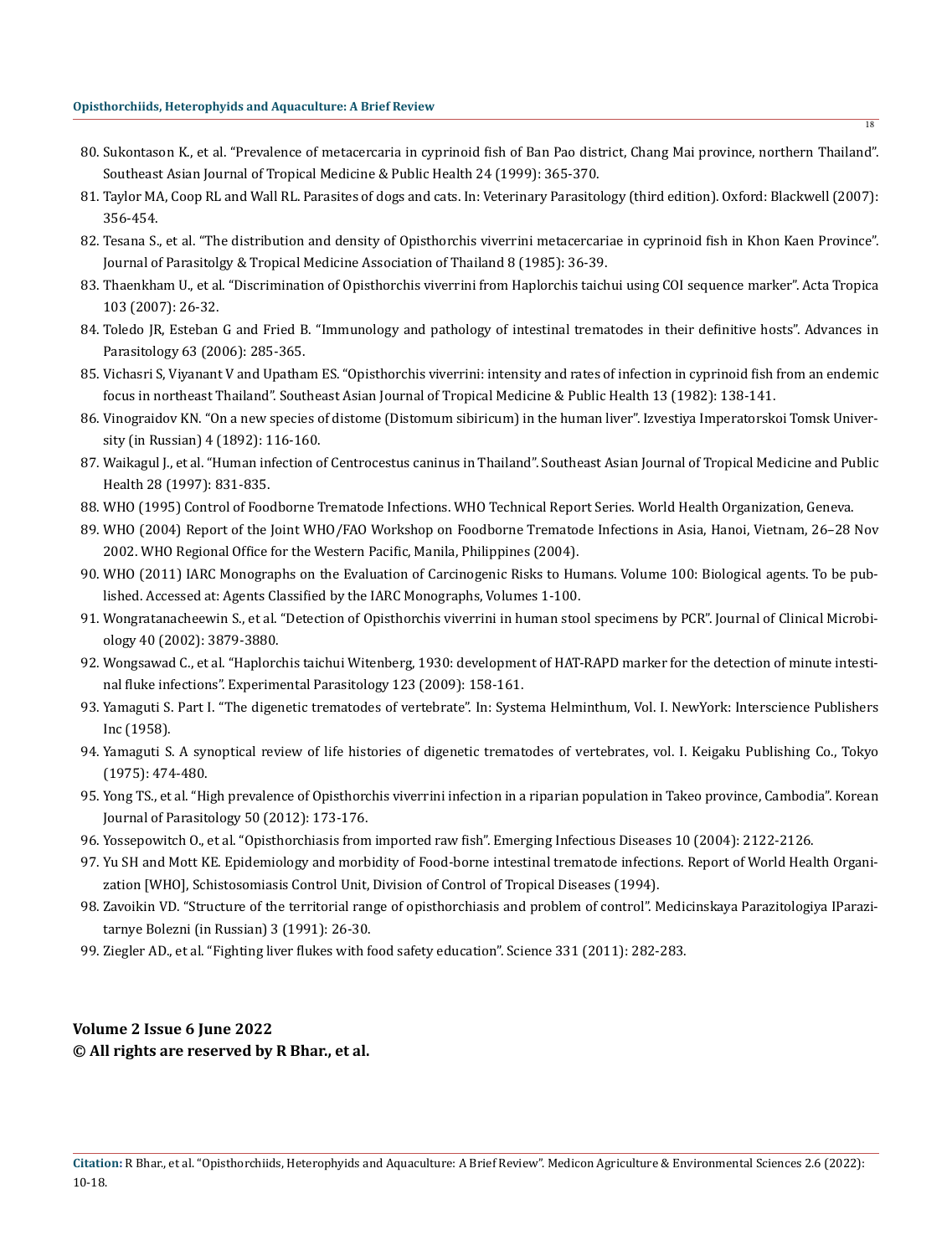80. Sukontason K., et al. "Prevalence of metacercaria in cyprinoid fish of Ban Pao district, Chang Mai province, northern Thailand". Southeast Asian Journal of Tropical Medicine & Public Health 24 (1999): 365-370.
81. Taylor MA, Coop RL and Wall RL. Parasites of dogs and cats. In: Veterinary Parasitology (third edition). Oxford: Blackwell (2007): 356-454.
82. Tesana S., et al. "The distribution and density of Opisthorchis viverrini metacercariae in cyprinoid fish in Khon Kaen Province". Journal of Parasitolgy & Tropical Medicine Association of Thailand 8 (1985): 36-39.
83. Thaenkham U., et al. "Discrimination of Opisthorchis viverrini from Haplorchis taichui using COI sequence marker". Acta Tropica 103 (2007): 26-32.
84. Toledo JR, Esteban G and Fried B. "Immunology and pathology of intestinal trematodes in their definitive hosts". Advances in Parasitology 63 (2006): 285-365.
85. Vichasri S, Viyanant V and Upatham ES. "Opisthorchis viverrini: intensity and rates of infection in cyprinoid fish from an endemic focus in northeast Thailand". Southeast Asian Journal of Tropical Medicine & Public Health 13 (1982): 138-141.
86. Vinograidov KN. "On a new species of distome (Distomum sibiricum) in the human liver". Izvestiya Imperatorskoi Tomsk University (in Russian) 4 (1892): 116-160.
87. Waikagul J., et al. "Human infection of Centrocestus caninus in Thailand". Southeast Asian Journal of Tropical Medicine and Public Health 28 (1997): 831-835.
88. WHO (1995) Control of Foodborne Trematode Infections. WHO Technical Report Series. World Health Organization, Geneva.
89. WHO (2004) Report of the Joint WHO/FAO Workshop on Foodborne Trematode Infections in Asia, Hanoi, Vietnam, 26–28 Nov 2002. WHO Regional Office for the Western Pacific, Manila, Philippines (2004).
90. WHO (2011) IARC Monographs on the Evaluation of Carcinogenic Risks to Humans. Volume 100: Biological agents. To be published. Accessed at: Agents Classified by the IARC Monographs, Volumes 1-100.
91. Wongratanacheewin S., et al. "Detection of Opisthorchis viverrini in human stool specimens by PCR". Journal of Clinical Microbiology 40 (2002): 3879-3880.
92. Wongsawad C., et al. "Haplorchis taichui Witenberg, 1930: development of HAT-RAPD marker for the detection of minute intestinal fluke infections". Experimental Parasitology 123 (2009): 158-161.
93. Yamaguti S. Part I. "The digenetic trematodes of vertebrate". In: Systema Helminthum, Vol. I. NewYork: Interscience Publishers Inc (1958).
94. Yamaguti S. A synoptical review of life histories of digenetic trematodes of vertebrates, vol. I. Keigaku Publishing Co., Tokyo (1975): 474-480.
95. Yong TS., et al. "High prevalence of Opisthorchis viverrini infection in a riparian population in Takeo province, Cambodia". Korean Journal of Parasitology 50 (2012): 173-176.
96. Yossepowitch O., et al. "Opisthorchiasis from imported raw fish". Emerging Infectious Diseases 10 (2004): 2122-2126.
97. Yu SH and Mott KE. Epidemiology and morbidity of Food-borne intestinal trematode infections. Report of World Health Organization [WHO], Schistosomiasis Control Unit, Division of Control of Tropical Diseases (1994).
98. Zavoikin VD. "Structure of the territorial range of opisthorchiasis and problem of control". Medicinskaya Parazitologiya IParazitarnye Bolezni (in Russian) 3 (1991): 26-30.
99. Ziegler AD., et al. "Fighting liver flukes with food safety education". Science 331 (2011): 282-283.

**Volume 2 Issue 6 June 2022**
**© All rights are reserved by R Bhar., et al.**